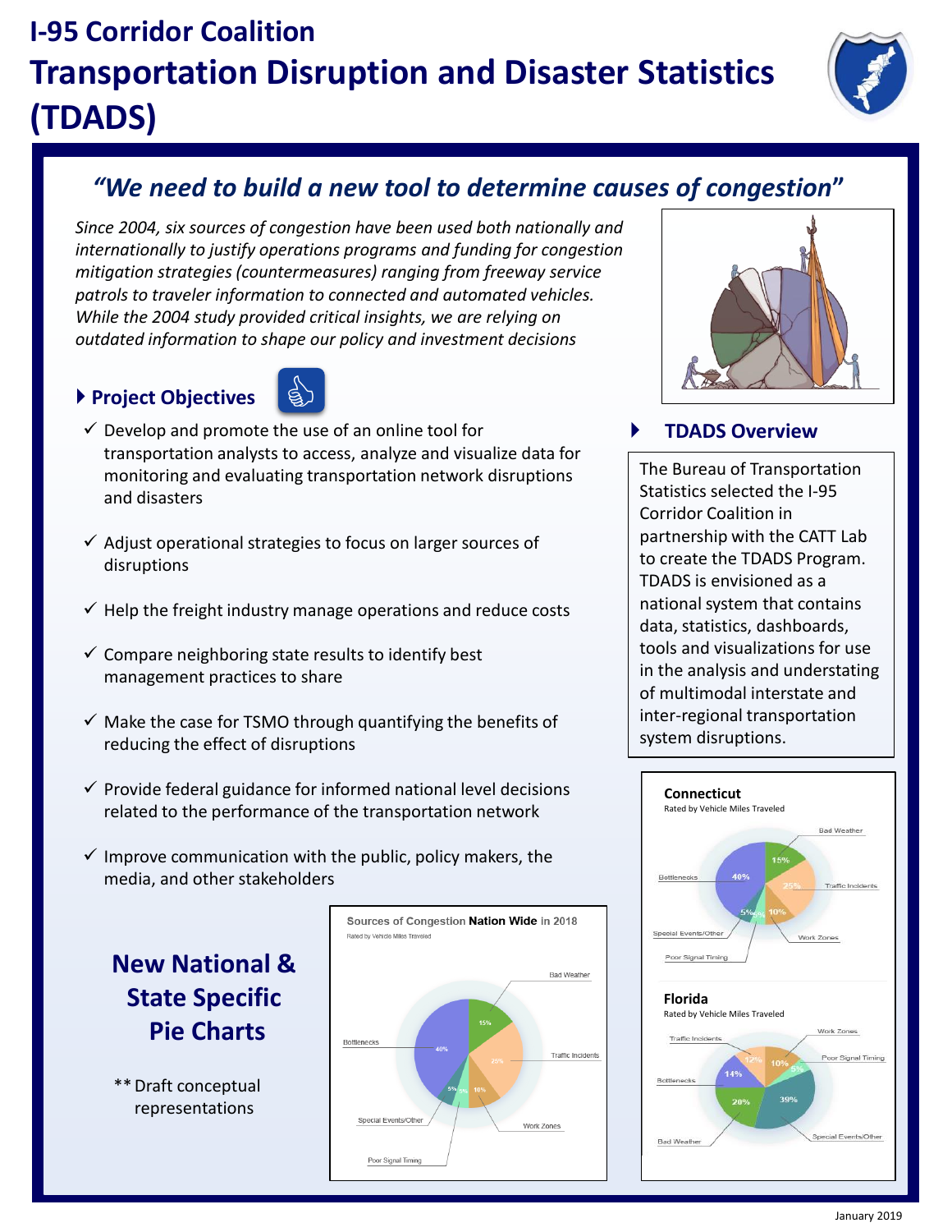# I-95 Corridor Coalition

# Transportation Disruption and Disaster Statistics (TDADS)

## *"We need to build a new tool to determine causes of congestion"*

*Since 2004, six sources of congestion have been used both nationally and internationally to justify operations programs and funding for congestion mitigation strategies (countermeasures) ranging from freeway service patrols to traveler information to connected and automated vehicles. While the 2004 study provided critical insights, we are relying on outdated information to shape our policy and investment decisions*

### Project Objectives

- ✓ Develop and promote the use of an online tool for transportation analysts to access, analyze and visualize data for monitoring and evaluating transportation network disruptions and disasters
- ✓ Adjust operational strategies to focus on larger sources of disruptions
- ✓ Help the freight industry manage operations and reduce costs
- ✓ Compare neighboring state results to identify best management practices to share
- ✓ Make the case for TSMO through quantifying the benefits of reducing the effect of disruptions
- ✓ Provide federal guidance for informed national level decisions related to the performance of the transportation network
- ✓ Improve communication with the public, policy makers, the media, and other stakeholders

### TDADS Overview

The Bureau of Transportation Statistics selected the I-95 Corridor Coalition in partnership with the CATT Lab to create the TDADS Program. TDADS is envisioned as a national system that contains data, statistics, dashboards, tools and visualizations for use in the analysis and understating of multimodal interstate and inter-regional transportation system disruptions.

## New National & State Specific Pie Charts

** Draft conceptual representations

**Sources of Congestion Nation Wide in 2018**
Rated by Vehicle Miles Traveled

| Source | Share |
|---|---|
| Bottlenecks | 40% |
| Traffic Incidents | 25% |
| Bad Weather | 15% |
| Work Zones | 10% |
| Special Events/Other | 5% |
| Poor Signal Timing | 5% |

**Connecticut**
Rated by Vehicle Miles Traveled

| Source | Share |
|---|---|
| Bottlenecks | 40% |
| Traffic Incidents | 25% |
| Bad Weather | 15% |
| Work Zones | 10% |
| Special Events/Other | 5% |
| Poor Signal Timing | 5% |

**Florida**
Rated by Vehicle Miles Traveled

| Source | Share |
|---|---|
| Special Events/Other | 39% |
| Bad Weather | 20% |
| Bottlenecks | 14% |
| Traffic Incidents | 12% |
| Work Zones | 10% |
| Poor Signal Timing | 5% |

January 2019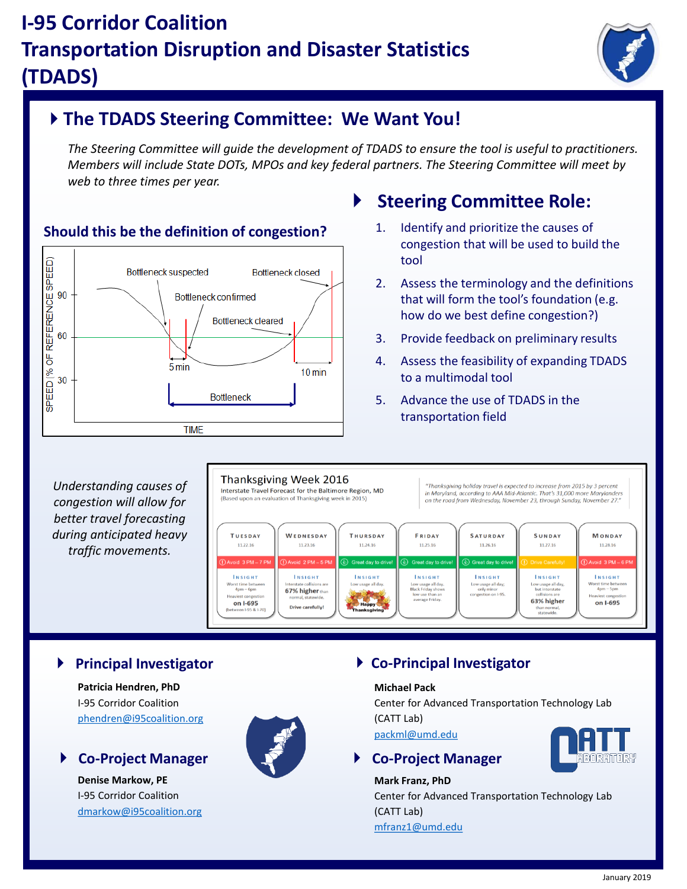# I-95 Corridor Coalition Transportation Disruption and Disaster Statistics (TDADS)

## The TDADS Steering Committee: We Want You!

*The Steering Committee will guide the development of TDADS to ensure the tool is useful to practitioners. Members will include State DOTs, MPOs and key federal partners. The Steering Committee will meet by web to three times per year.*

### Should this be the definition of congestion?

SPEED (% OF REFERENCE SPEED)
90
60
30
TIME
Bottleneck suspected
Bottleneck confirmed
Bottleneck cleared
Bottleneck closed
5 min
10 min
Bottleneck

### Steering Committee Role:

1. Identify and prioritize the causes of congestion that will be used to build the tool
2. Assess the terminology and the definitions that will form the tool's foundation (e.g. how do we best define congestion?)
3. Provide feedback on preliminary results
4. Assess the feasibility of expanding TDADS to a multimodal tool
5. Advance the use of TDADS in the transportation field

*Understanding causes of congestion will allow for better travel forecasting during anticipated heavy traffic movements.*

**Thanksgiving Week 2016**
Interstate Travel Forecast for the Baltimore Region, MD
(Based upon an evaluation of Thanksgiving week in 2015)

*"Thanksgiving holiday travel is expected to increase from 2015 by 3 percent in Maryland, according to AAA Mid-Atlantic. That's 31,000 more Marylanders on the road from Wednesday, November 23, through Sunday, November 27."*

| Tuesday 11.22.16 | Wednesday 11.23.16 | Thursday 11.24.16 | Friday 11.25.16 | Saturday 11.26.16 | Sunday 11.27.16 | Monday 11.28.16 |
|---|---|---|---|---|---|---|
| Avoid 3 PM – 7 PM | Avoid 2 PM – 5 PM | Great day to drive! | Great day to drive! | Great day to drive! | Drive Carefully! | Avoid 3 PM – 6 PM |
| Insight: Worst time between 4pm – 6pm. Heaviest congestion on I-695 (between I-95 & I-70) | Insight: Interstate collisions are 67% higher than normal, statewide. Drive carefully! | Insight: Low usage all day. Happy Thanksgiving | Insight: Low usage all day. Black Friday shows low use than an average Friday. | Insight: Low usage all day; only minor congestion on I-95. | Insight: Low usage all day, but interstate collisions are 63% higher than normal, statewide. | Insight: Worst time between 4pm – 5pm. Heaviest congestion on I-695 |

### Principal Investigator

**Patricia Hendren, PhD**
I-95 Corridor Coalition
phendren@i95coalition.org

### Co-Project Manager

**Denise Markow, PE**
I-95 Corridor Coalition
dmarkow@i95coalition.org

### Co-Principal Investigator

**Michael Pack**
Center for Advanced Transportation Technology Lab (CATT Lab)
packml@umd.edu

### Co-Project Manager

**Mark Franz, PhD**
Center for Advanced Transportation Technology Lab (CATT Lab)
mfranz1@umd.edu

January 2019